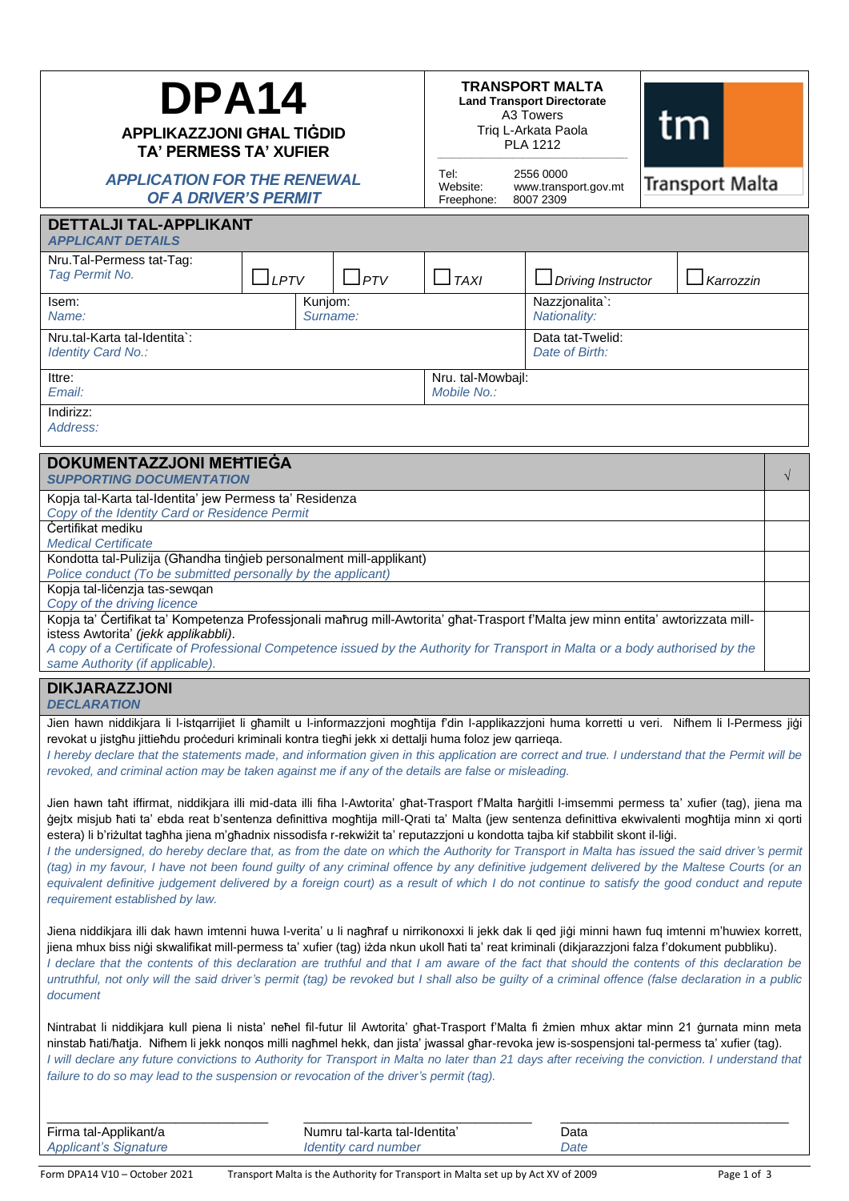# DPA14

**APPLIKAZZJONI GĦAL TIĠDID TA' PERMESS TA' XUFIER**

***APPLICATION FOR THE RENEWAL OF A DRIVER'S PERMIT***

**TRANSPORT MALTA**
**Land Transport Directorate**
A3 Towers
Triq L-Arkata Paola
PLA 1212

Tel: 2556 0000
Website: www.transport.gov.mt
Freephone: 8007 2309

tm Transport Malta

## DETTALJI TAL-APPLIKANT
***APPLICANT DETAILS***

| Nru.Tal-Permess tat-Tag: *Tag Permit No.* | ☐ *LPTV* | ☐ *PTV* | ☐ *TAXI* | ☐ *Driving Instructor* | ☐ *Karrozzin* |
|---|---|---|---|---|---|
| Isem: *Name:* | Kunjom: *Surname:* | | | Nazzjonalita`: *Nationality:* | |
| Nru.tal-Karta tal-Identita`: *Identity Card No.:* | | | | Data tat-Twelid: *Date of Birth:* | |
| Ittre: *Email:* | | | Nru. tal-Mowbajl: *Mobile No.:* | | |
| Indirizz: *Address:* | | | | | |

## DOKUMENTAZZJONI MEĦTIEĠA

| DOKUMENTAZZJONI MEĦTIEĠA ***SUPPORTING DOCUMENTATION*** | √ |
|---|---|
| Kopja tal-Karta tal-Identita' jew Permess ta' Residenza *Copy of the Identity Card or Residence Permit* | |
| Ċertifikat mediku *Medical Certificate* | |
| Kondotta tal-Pulizija (Għandha tinġieb personalment mill-applikant) *Police conduct (To be submitted personally by the applicant)* | |
| Kopja tal-liċenzja tas-sewqan *Copy of the driving licence* | |
| Kopja ta' Ċertifikat ta' Kompetenza Professjonali maħrug mill-Awtorita' għat-Trasport f'Malta jew minn entita' awtorizzata mill-istess Awtorita' *(jekk applikabbli).* *A copy of a Certificate of Professional Competence issued by the Authority for Transport in Malta or a body authorised by the same Authority (if applicable).* | |

## DIKJARAZZJONI
***DECLARATION***

Jien hawn niddikjara li l-istqarrijiet li għamilt u l-informazzjoni mogħtija f'din l-applikazzjoni huma korretti u veri. Nifhem li l-Permess jiġi revokat u jistgħu jittieħdu proċeduri kriminali kontra tiegħi jekk xi dettalji huma foloz jew qarrieqa.
*I hereby declare that the statements made, and information given in this application are correct and true. I understand that the Permit will be revoked, and criminal action may be taken against me if any of the details are false or misleading.*

Jien hawn taħt iffirmat, niddikjara illi mid-data illi fiha l-Awtorita' għat-Trasport f'Malta ħarġitli l-imsemmi permess ta' xufier (tag), jiena ma ġejtx misjub ħati ta' ebda reat b'sentenza definittiva mogħtija mill-Qrati ta' Malta (jew sentenza definittiva ekwivalenti mogħtija minn xi qorti estera) li b'riżultat tagħha jiena m'għadnix nissodisfa r-rekwiżit ta' reputazzjoni u kondotta tajba kif stabbilit skont il-liġi.
*I the undersigned, do hereby declare that, as from the date on which the Authority for Transport in Malta has issued the said driver's permit (tag) in my favour, I have not been found guilty of any criminal offence by any definitive judgement delivered by the Maltese Courts (or an equivalent definitive judgement delivered by a foreign court) as a result of which I do not continue to satisfy the good conduct and repute requirement established by law.*

Jiena niddikjara illi dak hawn imtenni huwa l-verita' u li nagħraf u nirrikonoxxi li jekk dak li qed jiġi minni hawn fuq imtenni m'huwiex korrett, jiena mhux biss niġi skwalifikat mill-permess ta' xufier (tag) iżda nkun ukoll ħati ta' reat kriminali (dikjarazzjoni falza f'dokument pubbliku).
*I declare that the contents of this declaration are truthful and that I am aware of the fact that should the contents of this declaration be untruthful, not only will the said driver's permit (tag) be revoked but I shall also be guilty of a criminal offence (false declaration in a public document*

Nintrabat li niddikjara kull piena li nista' neħel fil-futur lil Awtorita' għat-Trasport f'Malta fi żmien mhux aktar minn 21 ġurnata minn meta ninstab ħati/ħatja. Nifhem li jekk nonqos milli nagħmel hekk, dan jista' jwassal għar-revoka jew is-sospensjoni tal-permess ta' xufier (tag).
*I will declare any future convictions to Authority for Transport in Malta no later than 21 days after receiving the conviction. I understand that failure to do so may lead to the suspension or revocation of the driver's permit (tag).*

| \_\_\_\_\_\_\_\_\_\_\_\_\_\_\_\_\_\_\_\_ | \_\_\_\_\_\_\_\_\_\_\_\_\_\_\_\_\_\_\_\_ | \_\_\_\_\_\_\_\_\_\_\_\_\_\_\_\_\_\_\_\_ |
|---|---|---|
| Firma tal-Applikant/a *Applicant's Signature* | Numru tal-karta tal-Identita' *Identity card number* | Data *Date* |

Form DPA14 V10 – October 2021 — Transport Malta is the Authority for Transport in Malta set up by Act XV of 2009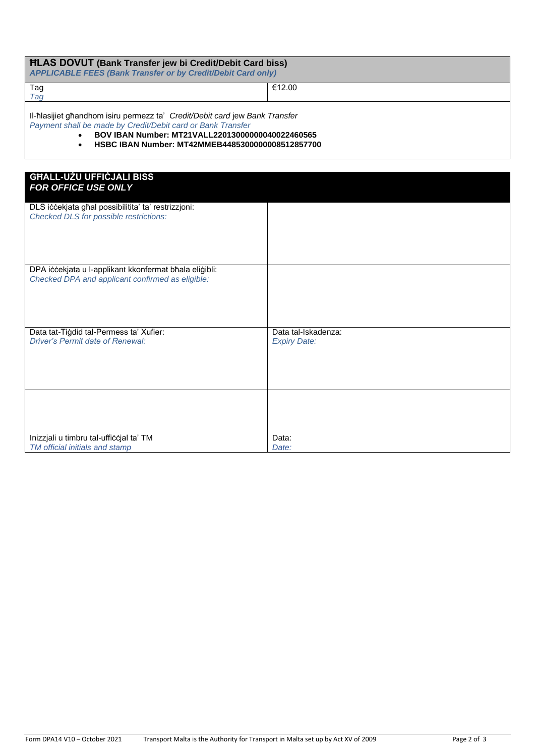| **ĦLAS DOVUT (Bank Transfer jew bi Credit/Debit Card biss)** *APPLICABLE FEES (Bank Transfer or by Credit/Debit Card only)* | |
|---|---|
| Tag *Tag* | €12.00 |

Il-ħlasijiet għandhom isiru permezz ta' *Credit/Debit card* jew *Bank Transfer*
*Payment shall be made by Credit/Debit card or Bank Transfer*

- **BOV IBAN Number: MT21VALL22013000000040022460565**
- **HSBC IBAN Number: MT42MMEB44853000000008512857700**

| **GĦALL-UŻU UFFIĊJALI BISS** *FOR OFFICE USE ONLY* | |
|---|---|
| DLS iċċekjata għal possibilitita' ta' restrizzjoni: *Checked DLS for possible restrictions:* | |
| DPA iċċekjata u l-applikant kkonfermat bħala eliġibli: *Checked DPA and applicant confirmed as eligible:* | |
| Data tat-Tiġdid tal-Permess ta' Xufier: *Driver's Permit date of Renewal:* | Data tal-Iskadenza: *Expiry Date:* |
| Inizzjali u timbru tal-uffiċċjal ta' TM *TM official initials and stamp* | Data: *Date:* |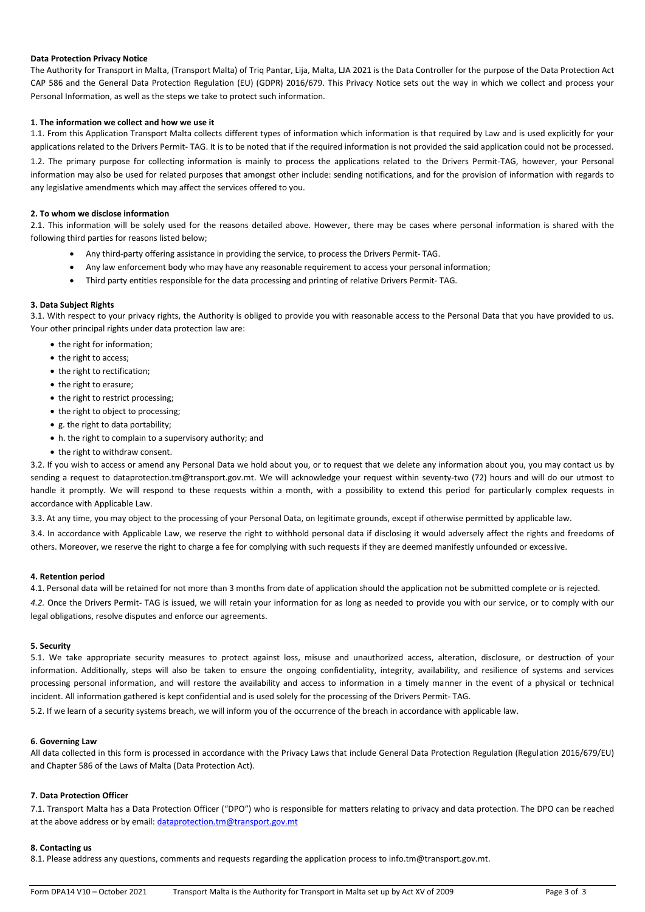**Data Protection Privacy Notice**

The Authority for Transport in Malta, (Transport Malta) of Triq Pantar, Lija, Malta, LJA 2021 is the Data Controller for the purpose of the Data Protection Act CAP 586 and the General Data Protection Regulation (EU) (GDPR) 2016/679. This Privacy Notice sets out the way in which we collect and process your Personal Information, as well as the steps we take to protect such information.

**1. The information we collect and how we use it**

1.1. From this Application Transport Malta collects different types of information which information is that required by Law and is used explicitly for your applications related to the Drivers Permit- TAG. It is to be noted that if the required information is not provided the said application could not be processed.

1.2. The primary purpose for collecting information is mainly to process the applications related to the Drivers Permit-TAG, however, your Personal information may also be used for related purposes that amongst other include: sending notifications, and for the provision of information with regards to any legislative amendments which may affect the services offered to you.

**2. To whom we disclose information**

2.1. This information will be solely used for the reasons detailed above. However, there may be cases where personal information is shared with the following third parties for reasons listed below;

- Any third-party offering assistance in providing the service, to process the Drivers Permit- TAG.
- Any law enforcement body who may have any reasonable requirement to access your personal information;
- Third party entities responsible for the data processing and printing of relative Drivers Permit- TAG.

**3. Data Subject Rights**

3.1. With respect to your privacy rights, the Authority is obliged to provide you with reasonable access to the Personal Data that you have provided to us. Your other principal rights under data protection law are:

- the right for information;
- the right to access;
- the right to rectification;
- the right to erasure;
- the right to restrict processing;
- the right to object to processing;
- g. the right to data portability;
- h. the right to complain to a supervisory authority; and
- the right to withdraw consent.

3.2. If you wish to access or amend any Personal Data we hold about you, or to request that we delete any information about you, you may contact us by sending a request to dataprotection.tm@transport.gov.mt. We will acknowledge your request within seventy-two (72) hours and will do our utmost to handle it promptly. We will respond to these requests within a month, with a possibility to extend this period for particularly complex requests in accordance with Applicable Law.

3.3. At any time, you may object to the processing of your Personal Data, on legitimate grounds, except if otherwise permitted by applicable law.

3.4. In accordance with Applicable Law, we reserve the right to withhold personal data if disclosing it would adversely affect the rights and freedoms of others. Moreover, we reserve the right to charge a fee for complying with such requests if they are deemed manifestly unfounded or excessive.

**4. Retention period**

4.1. Personal data will be retained for not more than 3 months from date of application should the application not be submitted complete or is rejected.

*4.2.* Once the Drivers Permit- TAG is issued, we will retain your information for as long as needed to provide you with our service, or to comply with our legal obligations, resolve disputes and enforce our agreements.

**5. Security**

5.1. We take appropriate security measures to protect against loss, misuse and unauthorized access, alteration, disclosure, or destruction of your information. Additionally, steps will also be taken to ensure the ongoing confidentiality, integrity, availability, and resilience of systems and services processing personal information, and will restore the availability and access to information in a timely manner in the event of a physical or technical incident. All information gathered is kept confidential and is used solely for the processing of the Drivers Permit- TAG.

5.2. If we learn of a security systems breach, we will inform you of the occurrence of the breach in accordance with applicable law.

**6. Governing Law**

All data collected in this form is processed in accordance with the Privacy Laws that include General Data Protection Regulation (Regulation 2016/679/EU) and Chapter 586 of the Laws of Malta (Data Protection Act).

**7. Data Protection Officer**

7.1. Transport Malta has a Data Protection Officer ("DPO") who is responsible for matters relating to privacy and data protection. The DPO can be reached at the above address or by email: dataprotection.tm@transport.gov.mt

**8. Contacting us**

8.1. Please address any questions, comments and requests regarding the application process to info.tm@transport.gov.mt.

Form DPA14 V10 – October 2021 Transport Malta is the Authority for Transport in Malta set up by Act XV of 2009